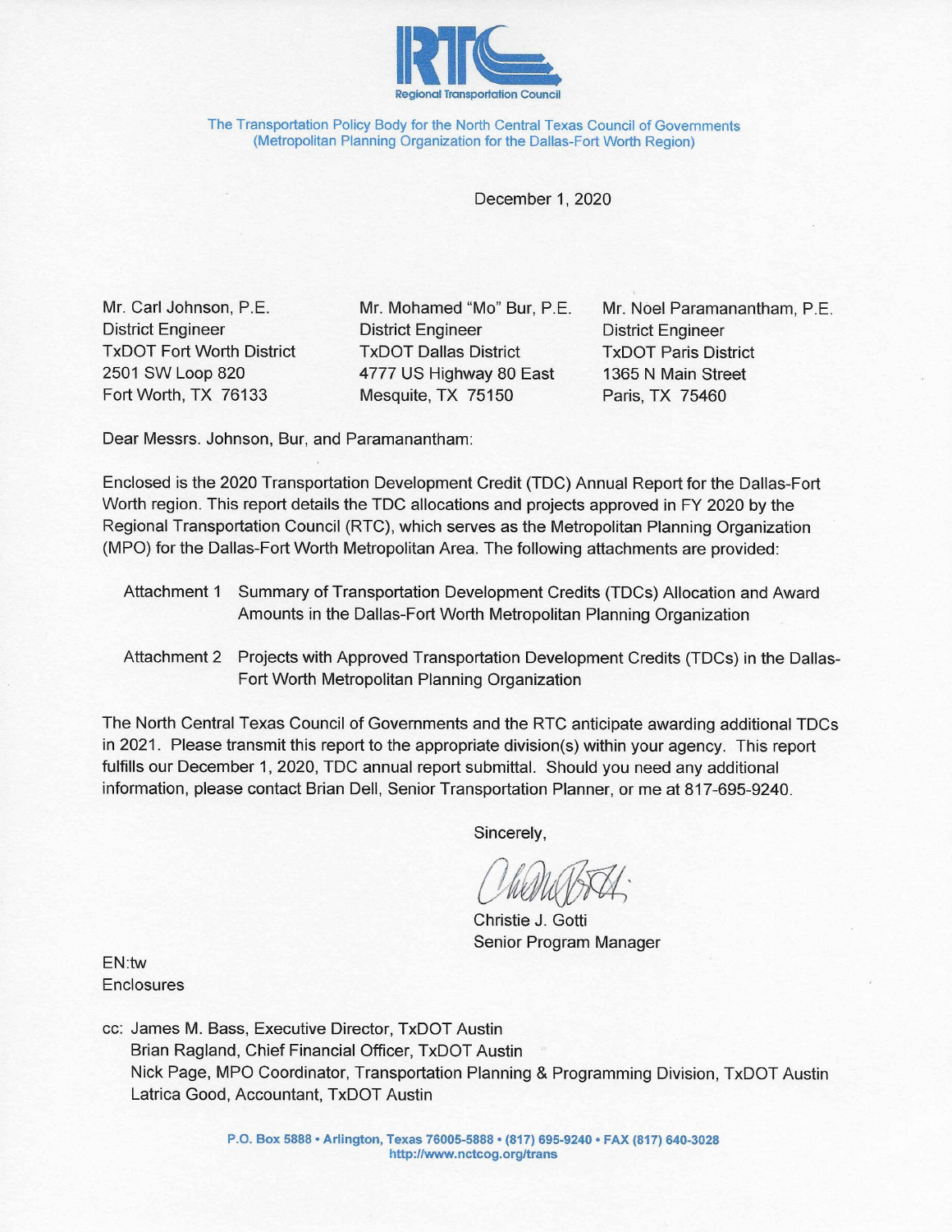RTC
Regional Transportation Council

The Transportation Policy Body for the North Central Texas Council of Governments
(Metropolitan Planning Organization for the Dallas-Fort Worth Region)

December 1, 2020

Mr. Carl Johnson, P.E.
District Engineer
TxDOT Fort Worth District
2501 SW Loop 820
Fort Worth, TX 76133

Mr. Mohamed "Mo" Bur, P.E.
District Engineer
TxDOT Dallas District
4777 US Highway 80 East
Mesquite, TX 75150

Mr. Noel Paramanantham, P.E.
District Engineer
TxDOT Paris District
1365 N Main Street
Paris, TX 75460

Dear Messrs. Johnson, Bur, and Paramanantham:

Enclosed is the 2020 Transportation Development Credit (TDC) Annual Report for the Dallas-Fort Worth region. This report details the TDC allocations and projects approved in FY 2020 by the Regional Transportation Council (RTC), which serves as the Metropolitan Planning Organization (MPO) for the Dallas-Fort Worth Metropolitan Area. The following attachments are provided:

Attachment 1 Summary of Transportation Development Credits (TDCs) Allocation and Award Amounts in the Dallas-Fort Worth Metropolitan Planning Organization

Attachment 2 Projects with Approved Transportation Development Credits (TDCs) in the Dallas-Fort Worth Metropolitan Planning Organization

The North Central Texas Council of Governments and the RTC anticipate awarding additional TDCs in 2021. Please transmit this report to the appropriate division(s) within your agency. This report fulfills our December 1, 2020, TDC annual report submittal. Should you need any additional information, please contact Brian Dell, Senior Transportation Planner, or me at 817-695-9240.

Sincerely,

Christie J. Gotti
Senior Program Manager

EN:tw
Enclosures

cc: James M. Bass, Executive Director, TxDOT Austin
Brian Ragland, Chief Financial Officer, TxDOT Austin
Nick Page, MPO Coordinator, Transportation Planning & Programming Division, TxDOT Austin
Latrica Good, Accountant, TxDOT Austin

P.O. Box 5888 • Arlington, Texas 76005-5888 • (817) 695-9240 • FAX (817) 640-3028
http://www.nctcog.org/trans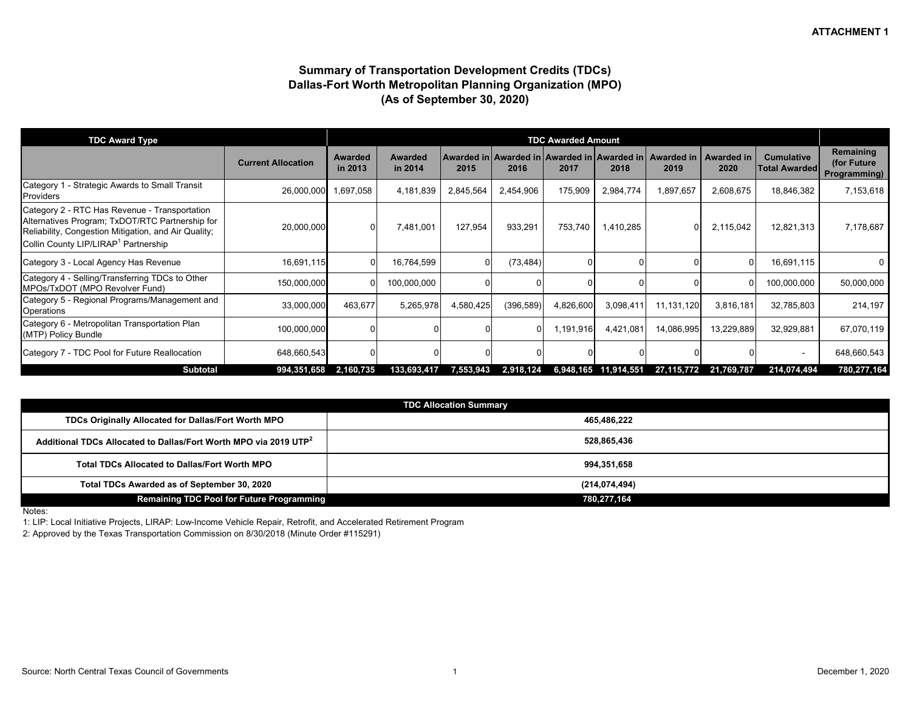**ATTACHMENT 1**

## Summary of Transportation Development Credits (TDCs)
## Dallas-Fort Worth Metropolitan Planning Organization (MPO)
## (As of September 30, 2020)

| TDC Award Type | | TDC Awarded Amount | | | | | | | | | |
|---|---|---|---|---|---|---|---|---|---|---|---|
| | Current Allocation | Awarded in 2013 | Awarded in 2014 | Awarded in 2015 | Awarded in 2016 | Awarded in 2017 | Awarded in 2018 | Awarded in 2019 | Awarded in 2020 | Cumulative Total Awarded | Remaining (for Future Programming) |
| Category 1 - Strategic Awards to Small Transit Providers | 26,000,000 | 1,697,058 | 4,181,839 | 2,845,564 | 2,454,906 | 175,909 | 2,984,774 | 1,897,657 | 2,608,675 | 18,846,382 | 7,153,618 |
| Category 2 - RTC Has Revenue - Transportation Alternatives Program; TxDOT/RTC Partnership for Reliability, Congestion Mitigation, and Air Quality; Collin County LIP/LIRAP[1] Partnership | 20,000,000 | 0 | 7,481,001 | 127,954 | 933,291 | 753,740 | 1,410,285 | 0 | 2,115,042 | 12,821,313 | 7,178,687 |
| Category 3 - Local Agency Has Revenue | 16,691,115 | 0 | 16,764,599 | 0 | (73,484) | 0 | 0 | 0 | 0 | 16,691,115 | 0 |
| Category 4 - Selling/Transferring TDCs to Other MPOs/TxDOT (MPO Revolver Fund) | 150,000,000 | 0 | 100,000,000 | 0 | 0 | 0 | 0 | 0 | 0 | 100,000,000 | 50,000,000 |
| Category 5 - Regional Programs/Management and Operations | 33,000,000 | 463,677 | 5,265,978 | 4,580,425 | (396,589) | 4,826,600 | 3,098,411 | 11,131,120 | 3,816,181 | 32,785,803 | 214,197 |
| Category 6 - Metropolitan Transportation Plan (MTP) Policy Bundle | 100,000,000 | 0 | 0 | 0 | 0 | 1,191,916 | 4,421,081 | 14,086,995 | 13,229,889 | 32,929,881 | 67,070,119 |
| Category 7 - TDC Pool for Future Reallocation | 648,660,543 | 0 | 0 | 0 | 0 | 0 | 0 | 0 | 0 | - | 648,660,543 |
| **Subtotal** | **994,351,658** | **2,160,735** | **133,693,417** | **7,553,943** | **2,918,124** | **6,948,165** | **11,914,551** | **27,115,772** | **21,769,787** | **214,074,494** | **780,277,164** |

| TDC Allocation Summary | |
|---|---|
| **TDCs Originally Allocated for Dallas/Fort Worth MPO** | **465,486,222** |
| **Additional TDCs Allocated to Dallas/Fort Worth MPO via 2019 UTP[2]** | **528,865,436** |
| **Total TDCs Allocated to Dallas/Fort Worth MPO** | **994,351,658** |
| **Total TDCs Awarded as of September 30, 2020** | **(214,074,494)** |
| **Remaining TDC Pool for Future Programming** | **780,277,164** |

Notes:

1: LIP: Local Initiative Projects, LIRAP: Low-Income Vehicle Repair, Retrofit, and Accelerated Retirement Program

2: Approved by the Texas Transportation Commission on 8/30/2018 (Minute Order #115291)

Source: North Central Texas Council of Governments

December 1, 2020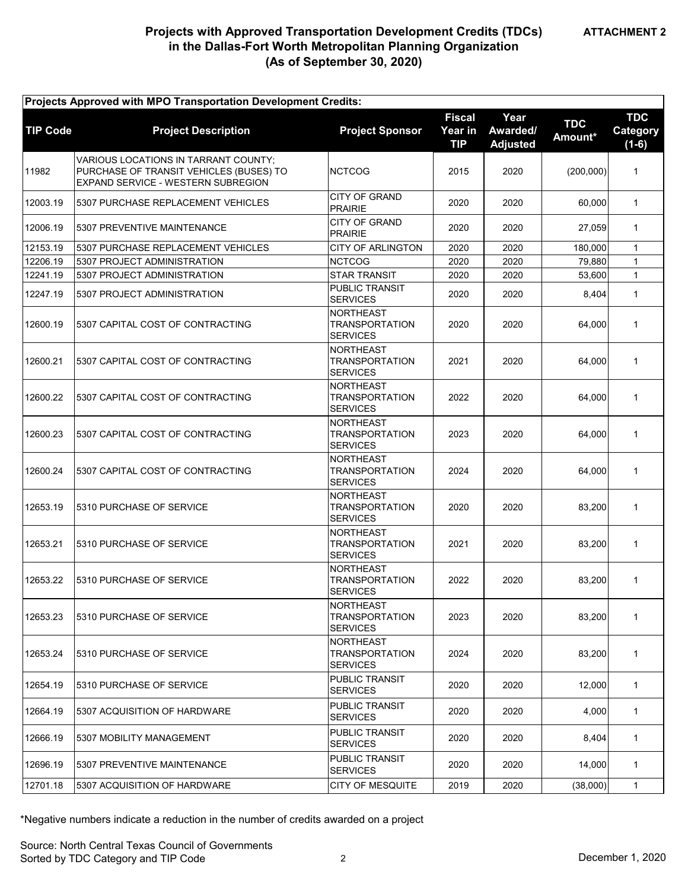# Projects with Approved Transportation Development Credits (TDCs) in the Dallas-Fort Worth Metropolitan Planning Organization (As of September 30, 2020)

**ATTACHMENT 2**

**Projects Approved with MPO Transportation Development Credits:**

| TIP Code | Project Description | Project Sponsor | Fiscal Year in TIP | Year Awarded/ Adjusted | TDC Amount* | TDC Category (1-6) |
|---|---|---|---|---|---|---|
| 11982 | VARIOUS LOCATIONS IN TARRANT COUNTY; PURCHASE OF TRANSIT VEHICLES (BUSES) TO EXPAND SERVICE - WESTERN SUBREGION | NCTCOG | 2015 | 2020 | (200,000) | 1 |
| 12003.19 | 5307 PURCHASE REPLACEMENT VEHICLES | CITY OF GRAND PRAIRIE | 2020 | 2020 | 60,000 | 1 |
| 12006.19 | 5307 PREVENTIVE MAINTENANCE | CITY OF GRAND PRAIRIE | 2020 | 2020 | 27,059 | 1 |
| 12153.19 | 5307 PURCHASE REPLACEMENT VEHICLES | CITY OF ARLINGTON | 2020 | 2020 | 180,000 | 1 |
| 12206.19 | 5307 PROJECT ADMINISTRATION | NCTCOG | 2020 | 2020 | 79,880 | 1 |
| 12241.19 | 5307 PROJECT ADMINISTRATION | STAR TRANSIT | 2020 | 2020 | 53,600 | 1 |
| 12247.19 | 5307 PROJECT ADMINISTRATION | PUBLIC TRANSIT SERVICES | 2020 | 2020 | 8,404 | 1 |
| 12600.19 | 5307 CAPITAL COST OF CONTRACTING | NORTHEAST TRANSPORTATION SERVICES | 2020 | 2020 | 64,000 | 1 |
| 12600.21 | 5307 CAPITAL COST OF CONTRACTING | NORTHEAST TRANSPORTATION SERVICES | 2021 | 2020 | 64,000 | 1 |
| 12600.22 | 5307 CAPITAL COST OF CONTRACTING | NORTHEAST TRANSPORTATION SERVICES | 2022 | 2020 | 64,000 | 1 |
| 12600.23 | 5307 CAPITAL COST OF CONTRACTING | NORTHEAST TRANSPORTATION SERVICES | 2023 | 2020 | 64,000 | 1 |
| 12600.24 | 5307 CAPITAL COST OF CONTRACTING | NORTHEAST TRANSPORTATION SERVICES | 2024 | 2020 | 64,000 | 1 |
| 12653.19 | 5310 PURCHASE OF SERVICE | NORTHEAST TRANSPORTATION SERVICES | 2020 | 2020 | 83,200 | 1 |
| 12653.21 | 5310 PURCHASE OF SERVICE | NORTHEAST TRANSPORTATION SERVICES | 2021 | 2020 | 83,200 | 1 |
| 12653.22 | 5310 PURCHASE OF SERVICE | NORTHEAST TRANSPORTATION SERVICES | 2022 | 2020 | 83,200 | 1 |
| 12653.23 | 5310 PURCHASE OF SERVICE | NORTHEAST TRANSPORTATION SERVICES | 2023 | 2020 | 83,200 | 1 |
| 12653.24 | 5310 PURCHASE OF SERVICE | NORTHEAST TRANSPORTATION SERVICES | 2024 | 2020 | 83,200 | 1 |
| 12654.19 | 5310 PURCHASE OF SERVICE | PUBLIC TRANSIT SERVICES | 2020 | 2020 | 12,000 | 1 |
| 12664.19 | 5307 ACQUISITION OF HARDWARE | PUBLIC TRANSIT SERVICES | 2020 | 2020 | 4,000 | 1 |
| 12666.19 | 5307 MOBILITY MANAGEMENT | PUBLIC TRANSIT SERVICES | 2020 | 2020 | 8,404 | 1 |
| 12696.19 | 5307 PREVENTIVE MAINTENANCE | PUBLIC TRANSIT SERVICES | 2020 | 2020 | 14,000 | 1 |
| 12701.18 | 5307 ACQUISITION OF HARDWARE | CITY OF MESQUITE | 2019 | 2020 | (38,000) | 1 |

*Negative numbers indicate a reduction in the number of credits awarded on a project

Source: North Central Texas Council of Governments
Sorted by TDC Category and TIP Code

December 1, 2020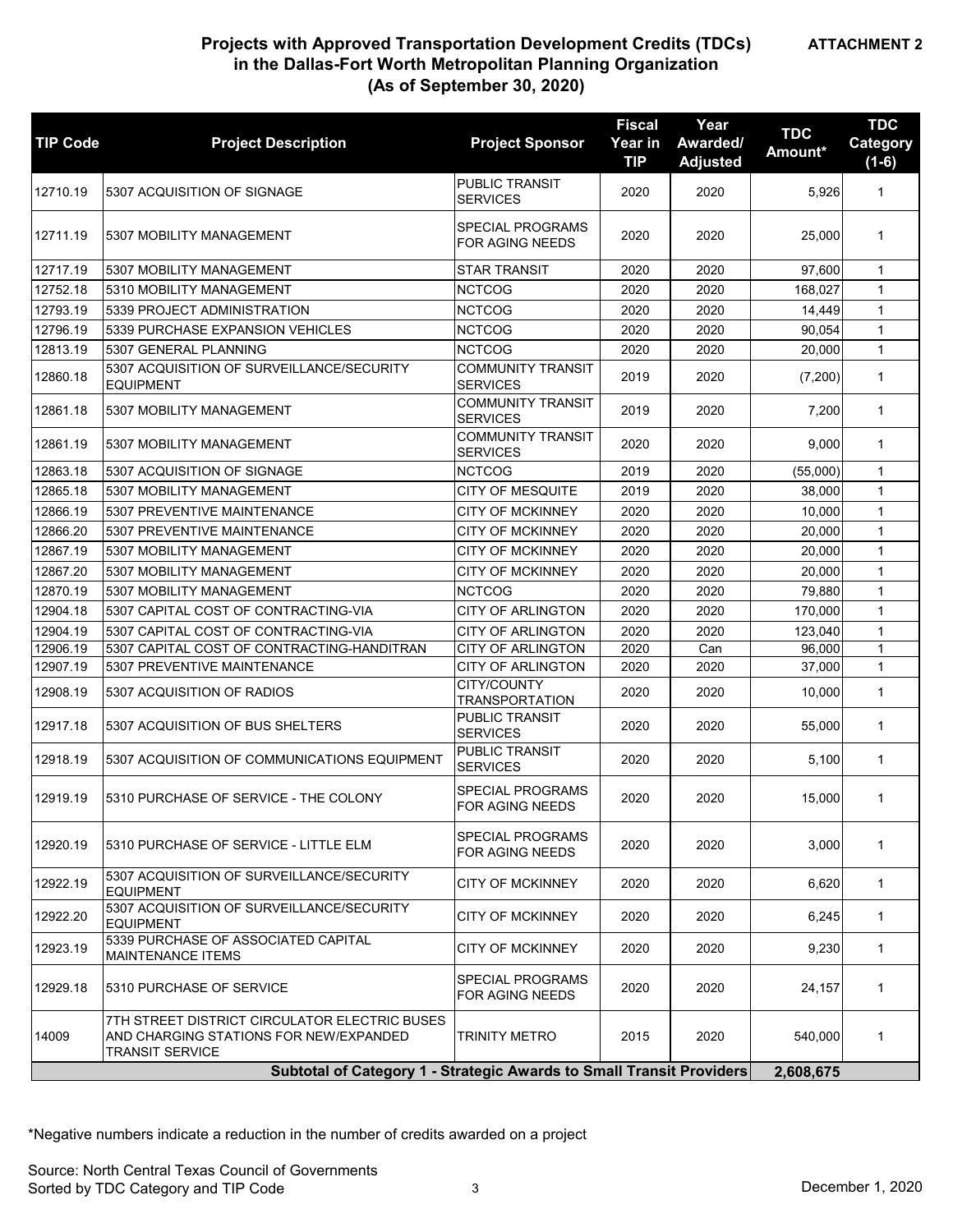**Projects with Approved Transportation Development Credits (TDCs) in the Dallas-Fort Worth Metropolitan Planning Organization (As of September 30, 2020)**

**ATTACHMENT 2**

| TIP Code | Project Description | Project Sponsor | Fiscal Year in TIP | Year Awarded/ Adjusted | TDC Amount* | TDC Category (1-6) |
|---|---|---|---|---|---|---|
| 12710.19 | 5307 ACQUISITION OF SIGNAGE | PUBLIC TRANSIT SERVICES | 2020 | 2020 | 5,926 | 1 |
| 12711.19 | 5307 MOBILITY MANAGEMENT | SPECIAL PROGRAMS FOR AGING NEEDS | 2020 | 2020 | 25,000 | 1 |
| 12717.19 | 5307 MOBILITY MANAGEMENT | STAR TRANSIT | 2020 | 2020 | 97,600 | 1 |
| 12752.18 | 5310 MOBILITY MANAGEMENT | NCTCOG | 2020 | 2020 | 168,027 | 1 |
| 12793.19 | 5339 PROJECT ADMINISTRATION | NCTCOG | 2020 | 2020 | 14,449 | 1 |
| 12796.19 | 5339 PURCHASE EXPANSION VEHICLES | NCTCOG | 2020 | 2020 | 90,054 | 1 |
| 12813.19 | 5307 GENERAL PLANNING | NCTCOG | 2020 | 2020 | 20,000 | 1 |
| 12860.18 | 5307 ACQUISITION OF SURVEILLANCE/SECURITY EQUIPMENT | COMMUNITY TRANSIT SERVICES | 2019 | 2020 | (7,200) | 1 |
| 12861.18 | 5307 MOBILITY MANAGEMENT | COMMUNITY TRANSIT SERVICES | 2019 | 2020 | 7,200 | 1 |
| 12861.19 | 5307 MOBILITY MANAGEMENT | COMMUNITY TRANSIT SERVICES | 2020 | 2020 | 9,000 | 1 |
| 12863.18 | 5307 ACQUISITION OF SIGNAGE | NCTCOG | 2019 | 2020 | (55,000) | 1 |
| 12865.18 | 5307 MOBILITY MANAGEMENT | CITY OF MESQUITE | 2019 | 2020 | 38,000 | 1 |
| 12866.19 | 5307 PREVENTIVE MAINTENANCE | CITY OF MCKINNEY | 2020 | 2020 | 10,000 | 1 |
| 12866.20 | 5307 PREVENTIVE MAINTENANCE | CITY OF MCKINNEY | 2020 | 2020 | 20,000 | 1 |
| 12867.19 | 5307 MOBILITY MANAGEMENT | CITY OF MCKINNEY | 2020 | 2020 | 20,000 | 1 |
| 12867.20 | 5307 MOBILITY MANAGEMENT | CITY OF MCKINNEY | 2020 | 2020 | 20,000 | 1 |
| 12870.19 | 5307 MOBILITY MANAGEMENT | NCTCOG | 2020 | 2020 | 79,880 | 1 |
| 12904.18 | 5307 CAPITAL COST OF CONTRACTING-VIA | CITY OF ARLINGTON | 2020 | 2020 | 170,000 | 1 |
| 12904.19 | 5307 CAPITAL COST OF CONTRACTING-VIA | CITY OF ARLINGTON | 2020 | 2020 | 123,040 | 1 |
| 12906.19 | 5307 CAPITAL COST OF CONTRACTING-HANDITRAN | CITY OF ARLINGTON | 2020 | Can | 96,000 | 1 |
| 12907.19 | 5307 PREVENTIVE MAINTENANCE | CITY OF ARLINGTON | 2020 | 2020 | 37,000 | 1 |
| 12908.19 | 5307 ACQUISITION OF RADIOS | CITY/COUNTY TRANSPORTATION | 2020 | 2020 | 10,000 | 1 |
| 12917.18 | 5307 ACQUISITION OF BUS SHELTERS | PUBLIC TRANSIT SERVICES | 2020 | 2020 | 55,000 | 1 |
| 12918.19 | 5307 ACQUISITION OF COMMUNICATIONS EQUIPMENT | PUBLIC TRANSIT SERVICES | 2020 | 2020 | 5,100 | 1 |
| 12919.19 | 5310 PURCHASE OF SERVICE - THE COLONY | SPECIAL PROGRAMS FOR AGING NEEDS | 2020 | 2020 | 15,000 | 1 |
| 12920.19 | 5310 PURCHASE OF SERVICE - LITTLE ELM | SPECIAL PROGRAMS FOR AGING NEEDS | 2020 | 2020 | 3,000 | 1 |
| 12922.19 | 5307 ACQUISITION OF SURVEILLANCE/SECURITY EQUIPMENT | CITY OF MCKINNEY | 2020 | 2020 | 6,620 | 1 |
| 12922.20 | 5307 ACQUISITION OF SURVEILLANCE/SECURITY EQUIPMENT | CITY OF MCKINNEY | 2020 | 2020 | 6,245 | 1 |
| 12923.19 | 5339 PURCHASE OF ASSOCIATED CAPITAL MAINTENANCE ITEMS | CITY OF MCKINNEY | 2020 | 2020 | 9,230 | 1 |
| 12929.18 | 5310 PURCHASE OF SERVICE | SPECIAL PROGRAMS FOR AGING NEEDS | 2020 | 2020 | 24,157 | 1 |
| 14009 | 7TH STREET DISTRICT CIRCULATOR ELECTRIC BUSES AND CHARGING STATIONS FOR NEW/EXPANDED TRANSIT SERVICE | TRINITY METRO | 2015 | 2020 | 540,000 | 1 |
| | **Subtotal of Category 1 - Strategic Awards to Small Transit Providers** | | | | **2,608,675** | |

*Negative numbers indicate a reduction in the number of credits awarded on a project

Source: North Central Texas Council of Governments
Sorted by TDC Category and TIP Code

December 1, 2020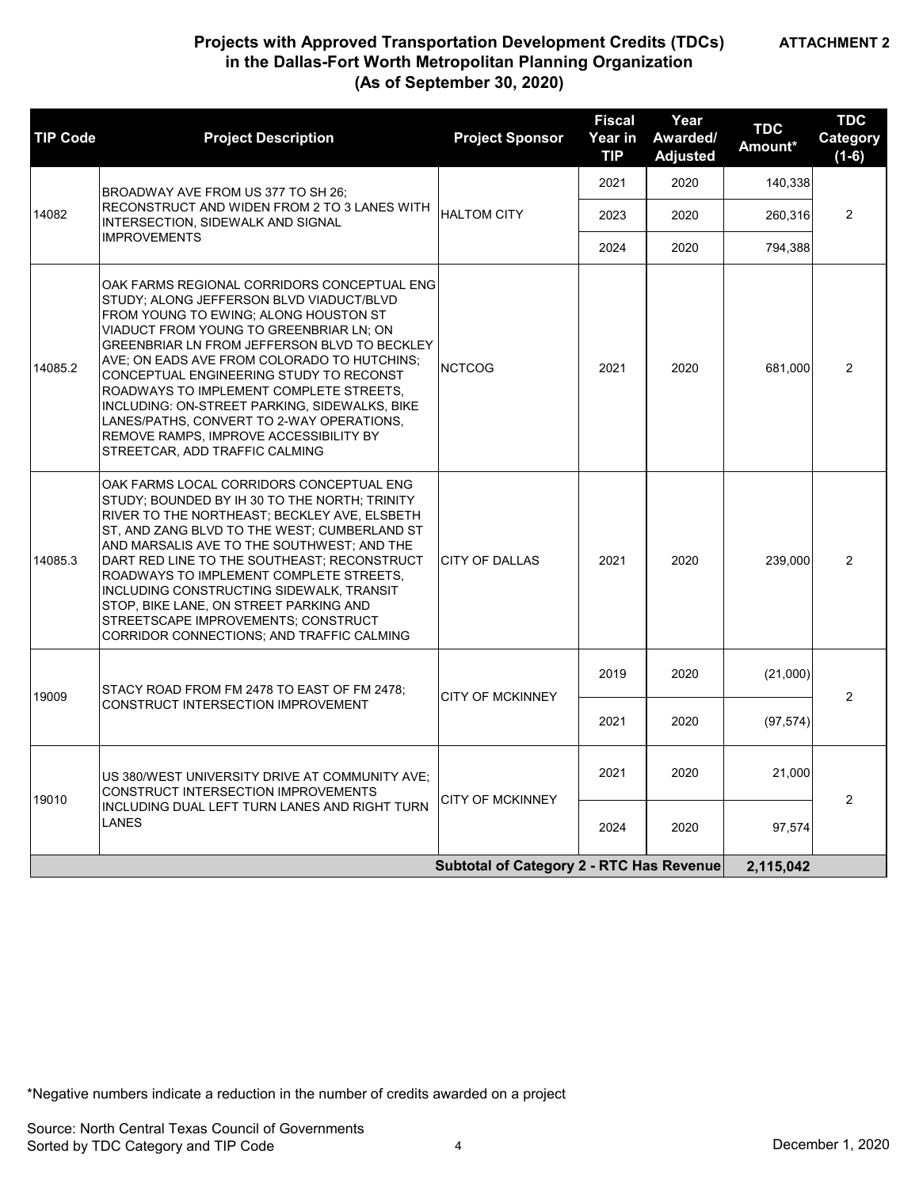**ATTACHMENT 2**

## Projects with Approved Transportation Development Credits (TDCs) in the Dallas-Fort Worth Metropolitan Planning Organization (As of September 30, 2020)

| TIP Code | Project Description | Project Sponsor | Fiscal Year in TIP | Year Awarded/ Adjusted | TDC Amount* | TDC Category (1-6) |
|---|---|---|---|---|---|---|
| 14082 | BROADWAY AVE FROM US 377 TO SH 26; RECONSTRUCT AND WIDEN FROM 2 TO 3 LANES WITH INTERSECTION, SIDEWALK AND SIGNAL IMPROVEMENTS | HALTOM CITY | 2021 | 2020 | 140,338 | 2 |
| | | | 2023 | 2020 | 260,316 | |
| | | | 2024 | 2020 | 794,388 | |
| 14085.2 | OAK FARMS REGIONAL CORRIDORS CONCEPTUAL ENG STUDY; ALONG JEFFERSON BLVD VIADUCT/BLVD FROM YOUNG TO EWING; ALONG HOUSTON ST VIADUCT FROM YOUNG TO GREENBRIAR LN; ON GREENBRIAR LN FROM JEFFERSON BLVD TO BECKLEY AVE; ON EADS AVE FROM COLORADO TO HUTCHINS; CONCEPTUAL ENGINEERING STUDY TO RECONST ROADWAYS TO IMPLEMENT COMPLETE STREETS, INCLUDING: ON-STREET PARKING, SIDEWALKS, BIKE LANES/PATHS, CONVERT TO 2-WAY OPERATIONS, REMOVE RAMPS, IMPROVE ACCESSIBILITY BY STREETCAR, ADD TRAFFIC CALMING | NCTCOG | 2021 | 2020 | 681,000 | 2 |
| 14085.3 | OAK FARMS LOCAL CORRIDORS CONCEPTUAL ENG STUDY; BOUNDED BY IH 30 TO THE NORTH; TRINITY RIVER TO THE NORTHEAST; BECKLEY AVE, ELSBETH ST, AND ZANG BLVD TO THE WEST; CUMBERLAND ST AND MARSALIS AVE TO THE SOUTHWEST; AND THE DART RED LINE TO THE SOUTHEAST; RECONSTRUCT ROADWAYS TO IMPLEMENT COMPLETE STREETS, INCLUDING CONSTRUCTING SIDEWALK, TRANSIT STOP, BIKE LANE, ON STREET PARKING AND STREETSCAPE IMPROVEMENTS; CONSTRUCT CORRIDOR CONNECTIONS; AND TRAFFIC CALMING | CITY OF DALLAS | 2021 | 2020 | 239,000 | 2 |
| 19009 | STACY ROAD FROM FM 2478 TO EAST OF FM 2478; CONSTRUCT INTERSECTION IMPROVEMENT | CITY OF MCKINNEY | 2019 | 2020 | (21,000) | 2 |
| | | | 2021 | 2020 | (97,574) | |
| 19010 | US 380/WEST UNIVERSITY DRIVE AT COMMUNITY AVE; CONSTRUCT INTERSECTION IMPROVEMENTS INCLUDING DUAL LEFT TURN LANES AND RIGHT TURN LANES | CITY OF MCKINNEY | 2021 | 2020 | 21,000 | 2 |
| | | | 2024 | 2020 | 97,574 | |
| | | **Subtotal of Category 2 - RTC Has Revenue** | | | **2,115,042** | |

*Negative numbers indicate a reduction in the number of credits awarded on a project

Source: North Central Texas Council of Governments
Sorted by TDC Category and TIP Code

December 1, 2020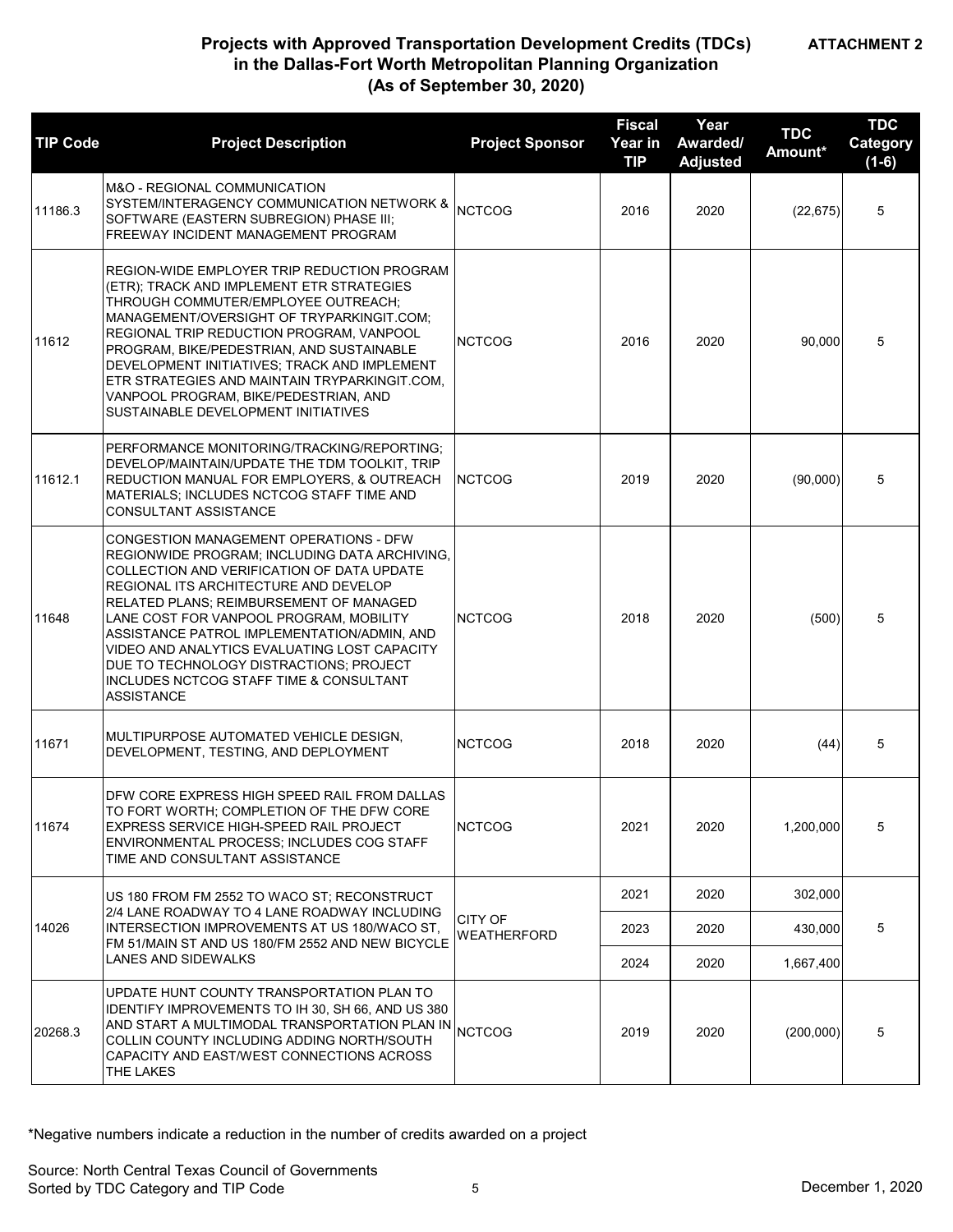**ATTACHMENT 2**

# Projects with Approved Transportation Development Credits (TDCs) in the Dallas-Fort Worth Metropolitan Planning Organization (As of September 30, 2020)

| TIP Code | Project Description | Project Sponsor | Fiscal Year in TIP | Year Awarded/ Adjusted | TDC Amount* | TDC Category (1-6) |
|---|---|---|---|---|---|---|
| 11186.3 | M&O - REGIONAL COMMUNICATION SYSTEM/INTERAGENCY COMMUNICATION NETWORK & SOFTWARE (EASTERN SUBREGION) PHASE III; FREEWAY INCIDENT MANAGEMENT PROGRAM | NCTCOG | 2016 | 2020 | (22,675) | 5 |
| 11612 | REGION-WIDE EMPLOYER TRIP REDUCTION PROGRAM (ETR); TRACK AND IMPLEMENT ETR STRATEGIES THROUGH COMMUTER/EMPLOYEE OUTREACH; MANAGEMENT/OVERSIGHT OF TRYPARKINGIT.COM; REGIONAL TRIP REDUCTION PROGRAM, VANPOOL PROGRAM, BIKE/PEDESTRIAN, AND SUSTAINABLE DEVELOPMENT INITIATIVES; TRACK AND IMPLEMENT ETR STRATEGIES AND MAINTAIN TRYPARKINGIT.COM, VANPOOL PROGRAM, BIKE/PEDESTRIAN, AND SUSTAINABLE DEVELOPMENT INITIATIVES | NCTCOG | 2016 | 2020 | 90,000 | 5 |
| 11612.1 | PERFORMANCE MONITORING/TRACKING/REPORTING; DEVELOP/MAINTAIN/UPDATE THE TDM TOOLKIT, TRIP REDUCTION MANUAL FOR EMPLOYERS, & OUTREACH MATERIALS; INCLUDES NCTCOG STAFF TIME AND CONSULTANT ASSISTANCE | NCTCOG | 2019 | 2020 | (90,000) | 5 |
| 11648 | CONGESTION MANAGEMENT OPERATIONS - DFW REGIONWIDE PROGRAM; INCLUDING DATA ARCHIVING, COLLECTION AND VERIFICATION OF DATA UPDATE REGIONAL ITS ARCHITECTURE AND DEVELOP RELATED PLANS; REIMBURSEMENT OF MANAGED LANE COST FOR VANPOOL PROGRAM, MOBILITY ASSISTANCE PATROL IMPLEMENTATION/ADMIN, AND VIDEO AND ANALYTICS EVALUATING LOST CAPACITY DUE TO TECHNOLOGY DISTRACTIONS; PROJECT INCLUDES NCTCOG STAFF TIME & CONSULTANT ASSISTANCE | NCTCOG | 2018 | 2020 | (500) | 5 |
| 11671 | MULTIPURPOSE AUTOMATED VEHICLE DESIGN, DEVELOPMENT, TESTING, AND DEPLOYMENT | NCTCOG | 2018 | 2020 | (44) | 5 |
| 11674 | DFW CORE EXPRESS HIGH SPEED RAIL FROM DALLAS TO FORT WORTH; COMPLETION OF THE DFW CORE EXPRESS SERVICE HIGH-SPEED RAIL PROJECT ENVIRONMENTAL PROCESS; INCLUDES COG STAFF TIME AND CONSULTANT ASSISTANCE | NCTCOG | 2021 | 2020 | 1,200,000 | 5 |
| 14026 | US 180 FROM FM 2552 TO WACO ST; RECONSTRUCT 2/4 LANE ROADWAY TO 4 LANE ROADWAY INCLUDING INTERSECTION IMPROVEMENTS AT US 180/WACO ST, FM 51/MAIN ST AND US 180/FM 2552 AND NEW BICYCLE LANES AND SIDEWALKS | CITY OF WEATHERFORD | 2021 | 2020 | 302,000 | 5 |
| | | | 2023 | 2020 | 430,000 | |
| | | | 2024 | 2020 | 1,667,400 | |
| 20268.3 | UPDATE HUNT COUNTY TRANSPORTATION PLAN TO IDENTIFY IMPROVEMENTS TO IH 30, SH 66, AND US 380 AND START A MULTIMODAL TRANSPORTATION PLAN IN COLLIN COUNTY INCLUDING ADDING NORTH/SOUTH CAPACITY AND EAST/WEST CONNECTIONS ACROSS THE LAKES | NCTCOG | 2019 | 2020 | (200,000) | 5 |

*Negative numbers indicate a reduction in the number of credits awarded on a project

Source: North Central Texas Council of Governments
Sorted by TDC Category and TIP Code

December 1, 2020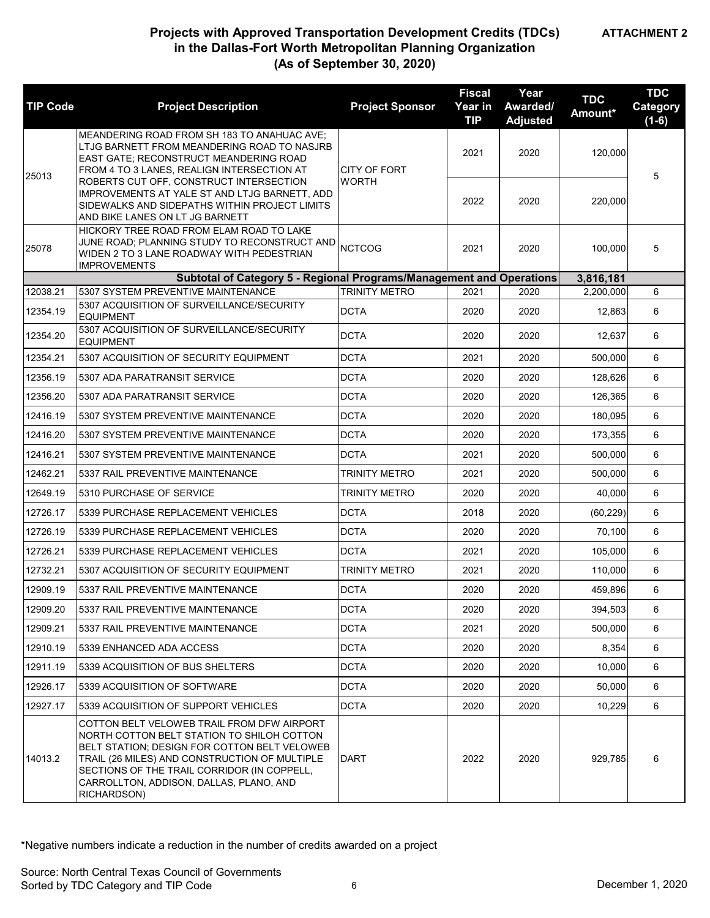## Projects with Approved Transportation Development Credits (TDCs) in the Dallas-Fort Worth Metropolitan Planning Organization (As of September 30, 2020)

**ATTACHMENT 2**

| TIP Code | Project Description | Project Sponsor | Fiscal Year in TIP | Year Awarded/ Adjusted | TDC Amount* | TDC Category (1-6) |
|---|---|---|---|---|---|---|
| 25013 | MEANDERING ROAD FROM SH 183 TO ANAHUAC AVE; LTJG BARNETT FROM MEANDERING ROAD TO NASJRB EAST GATE; RECONSTRUCT MEANDERING ROAD FROM 4 TO 3 LANES, REALIGN INTERSECTION AT ROBERTS CUT OFF, CONSTRUCT INTERSECTION IMPROVEMENTS AT YALE ST AND LTJG BARNETT, ADD SIDEWALKS AND SIDEPATHS WITHIN PROJECT LIMITS AND BIKE LANES ON LT JG BARNETT | CITY OF FORT WORTH | 2021 | 2020 | 120,000 | 5 |
| | | | 2022 | 2020 | 220,000 | |
| 25078 | HICKORY TREE ROAD FROM ELAM ROAD TO LAKE JUNE ROAD; PLANNING STUDY TO RECONSTRUCT AND WIDEN 2 TO 3 LANE ROADWAY WITH PEDESTRIAN IMPROVEMENTS | NCTCOG | 2021 | 2020 | 100,000 | 5 |
| | **Subtotal of Category 5 - Regional Programs/Management and Operations** | | | | **3,816,181** | |
| 12038.21 | 5307 SYSTEM PREVENTIVE MAINTENANCE | TRINITY METRO | 2021 | 2020 | 2,200,000 | 6 |
| 12354.19 | 5307 ACQUISITION OF SURVEILLANCE/SECURITY EQUIPMENT | DCTA | 2020 | 2020 | 12,863 | 6 |
| 12354.20 | 5307 ACQUISITION OF SURVEILLANCE/SECURITY EQUIPMENT | DCTA | 2020 | 2020 | 12,637 | 6 |
| 12354.21 | 5307 ACQUISITION OF SECURITY EQUIPMENT | DCTA | 2021 | 2020 | 500,000 | 6 |
| 12356.19 | 5307 ADA PARATRANSIT SERVICE | DCTA | 2020 | 2020 | 128,626 | 6 |
| 12356.20 | 5307 ADA PARATRANSIT SERVICE | DCTA | 2020 | 2020 | 126,365 | 6 |
| 12416.19 | 5307 SYSTEM PREVENTIVE MAINTENANCE | DCTA | 2020 | 2020 | 180,095 | 6 |
| 12416.20 | 5307 SYSTEM PREVENTIVE MAINTENANCE | DCTA | 2020 | 2020 | 173,355 | 6 |
| 12416.21 | 5307 SYSTEM PREVENTIVE MAINTENANCE | DCTA | 2021 | 2020 | 500,000 | 6 |
| 12462.21 | 5337 RAIL PREVENTIVE MAINTENANCE | TRINITY METRO | 2021 | 2020 | 500,000 | 6 |
| 12649.19 | 5310 PURCHASE OF SERVICE | TRINITY METRO | 2020 | 2020 | 40,000 | 6 |
| 12726.17 | 5339 PURCHASE REPLACEMENT VEHICLES | DCTA | 2018 | 2020 | (60,229) | 6 |
| 12726.19 | 5339 PURCHASE REPLACEMENT VEHICLES | DCTA | 2020 | 2020 | 70,100 | 6 |
| 12726.21 | 5339 PURCHASE REPLACEMENT VEHICLES | DCTA | 2021 | 2020 | 105,000 | 6 |
| 12732.21 | 5307 ACQUISITION OF SECURITY EQUIPMENT | TRINITY METRO | 2021 | 2020 | 110,000 | 6 |
| 12909.19 | 5337 RAIL PREVENTIVE MAINTENANCE | DCTA | 2020 | 2020 | 459,896 | 6 |
| 12909.20 | 5337 RAIL PREVENTIVE MAINTENANCE | DCTA | 2020 | 2020 | 394,503 | 6 |
| 12909.21 | 5337 RAIL PREVENTIVE MAINTENANCE | DCTA | 2021 | 2020 | 500,000 | 6 |
| 12910.19 | 5339 ENHANCED ADA ACCESS | DCTA | 2020 | 2020 | 8,354 | 6 |
| 12911.19 | 5339 ACQUISITION OF BUS SHELTERS | DCTA | 2020 | 2020 | 10,000 | 6 |
| 12926.17 | 5339 ACQUISITION OF SOFTWARE | DCTA | 2020 | 2020 | 50,000 | 6 |
| 12927.17 | 5339 ACQUISITION OF SUPPORT VEHICLES | DCTA | 2020 | 2020 | 10,229 | 6 |
| 14013.2 | COTTON BELT VELOWEB TRAIL FROM DFW AIRPORT NORTH COTTON BELT STATION TO SHILOH COTTON BELT STATION; DESIGN FOR COTTON BELT VELOWEB TRAIL (26 MILES) AND CONSTRUCTION OF MULTIPLE SECTIONS OF THE TRAIL CORRIDOR (IN COPPELL, CARROLLTON, ADDISON, DALLAS, PLANO, AND RICHARDSON) | DART | 2022 | 2020 | 929,785 | 6 |

*Negative numbers indicate a reduction in the number of credits awarded on a project

Source: North Central Texas Council of Governments
Sorted by TDC Category and TIP Code

December 1, 2020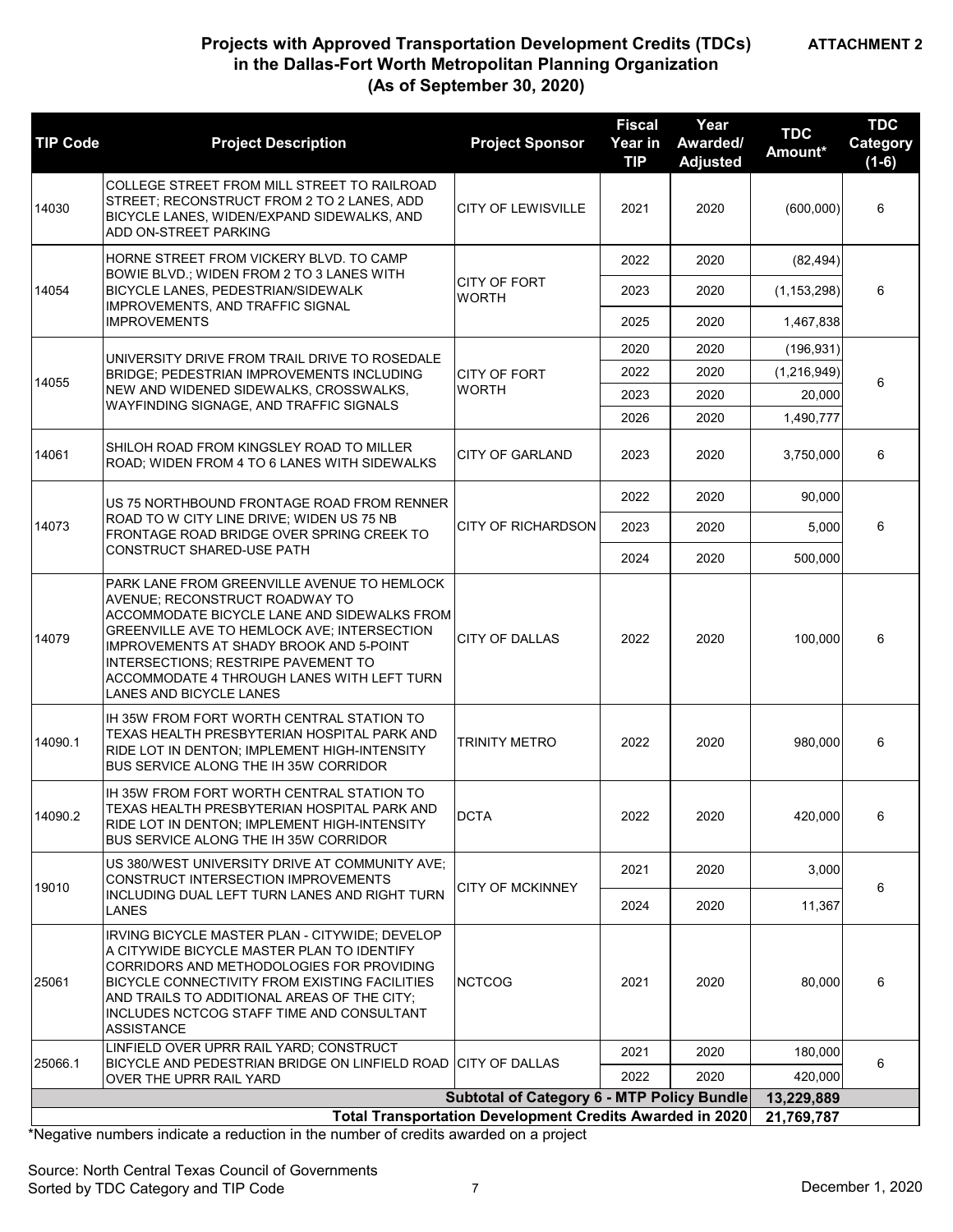# Projects with Approved Transportation Development Credits (TDCs) in the Dallas-Fort Worth Metropolitan Planning Organization (As of September 30, 2020)

**ATTACHMENT 2**

| TIP Code | Project Description | Project Sponsor | Fiscal Year in TIP | Year Awarded/ Adjusted | TDC Amount* | TDC Category (1-6) |
|---|---|---|---|---|---|---|
| 14030 | COLLEGE STREET FROM MILL STREET TO RAILROAD STREET; RECONSTRUCT FROM 2 TO 2 LANES, ADD BICYCLE LANES, WIDEN/EXPAND SIDEWALKS, AND ADD ON-STREET PARKING | CITY OF LEWISVILLE | 2021 | 2020 | (600,000) | 6 |
| 14054 | HORNE STREET FROM VICKERY BLVD. TO CAMP BOWIE BLVD.; WIDEN FROM 2 TO 3 LANES WITH BICYCLE LANES, PEDESTRIAN/SIDEWALK IMPROVEMENTS, AND TRAFFIC SIGNAL IMPROVEMENTS | CITY OF FORT WORTH | 2022 | 2020 | (82,494) | 6 |
| | | | 2023 | 2020 | (1,153,298) | |
| | | | 2025 | 2020 | 1,467,838 | |
| 14055 | UNIVERSITY DRIVE FROM TRAIL DRIVE TO ROSEDALE BRIDGE; PEDESTRIAN IMPROVEMENTS INCLUDING NEW AND WIDENED SIDEWALKS, CROSSWALKS, WAYFINDING SIGNAGE, AND TRAFFIC SIGNALS | CITY OF FORT WORTH | 2020 | 2020 | (196,931) | 6 |
| | | | 2022 | 2020 | (1,216,949) | |
| | | | 2023 | 2020 | 20,000 | |
| | | | 2026 | 2020 | 1,490,777 | |
| 14061 | SHILOH ROAD FROM KINGSLEY ROAD TO MILLER ROAD; WIDEN FROM 4 TO 6 LANES WITH SIDEWALKS | CITY OF GARLAND | 2023 | 2020 | 3,750,000 | 6 |
| 14073 | US 75 NORTHBOUND FRONTAGE ROAD FROM RENNER ROAD TO W CITY LINE DRIVE; WIDEN US 75 NB FRONTAGE ROAD BRIDGE OVER SPRING CREEK TO CONSTRUCT SHARED-USE PATH | CITY OF RICHARDSON | 2022 | 2020 | 90,000 | 6 |
| | | | 2023 | 2020 | 5,000 | |
| | | | 2024 | 2020 | 500,000 | |
| 14079 | PARK LANE FROM GREENVILLE AVENUE TO HEMLOCK AVENUE; RECONSTRUCT ROADWAY TO ACCOMMODATE BICYCLE LANE AND SIDEWALKS FROM GREENVILLE AVE TO HEMLOCK AVE; INTERSECTION IMPROVEMENTS AT SHADY BROOK AND 5-POINT INTERSECTIONS; RESTRIPE PAVEMENT TO ACCOMMODATE 4 THROUGH LANES WITH LEFT TURN LANES AND BICYCLE LANES | CITY OF DALLAS | 2022 | 2020 | 100,000 | 6 |
| 14090.1 | IH 35W FROM FORT WORTH CENTRAL STATION TO TEXAS HEALTH PRESBYTERIAN HOSPITAL PARK AND RIDE LOT IN DENTON; IMPLEMENT HIGH-INTENSITY BUS SERVICE ALONG THE IH 35W CORRIDOR | TRINITY METRO | 2022 | 2020 | 980,000 | 6 |
| 14090.2 | IH 35W FROM FORT WORTH CENTRAL STATION TO TEXAS HEALTH PRESBYTERIAN HOSPITAL PARK AND RIDE LOT IN DENTON; IMPLEMENT HIGH-INTENSITY BUS SERVICE ALONG THE IH 35W CORRIDOR | DCTA | 2022 | 2020 | 420,000 | 6 |
| 19010 | US 380/WEST UNIVERSITY DRIVE AT COMMUNITY AVE; CONSTRUCT INTERSECTION IMPROVEMENTS INCLUDING DUAL LEFT TURN LANES AND RIGHT TURN LANES | CITY OF MCKINNEY | 2021 | 2020 | 3,000 | 6 |
| | | | 2024 | 2020 | 11,367 | |
| 25061 | IRVING BICYCLE MASTER PLAN - CITYWIDE; DEVELOP A CITYWIDE BICYCLE MASTER PLAN TO IDENTIFY CORRIDORS AND METHODOLOGIES FOR PROVIDING BICYCLE CONNECTIVITY FROM EXISTING FACILITIES AND TRAILS TO ADDITIONAL AREAS OF THE CITY; INCLUDES NCTCOG STAFF TIME AND CONSULTANT ASSISTANCE | NCTCOG | 2021 | 2020 | 80,000 | 6 |
| 25066.1 | LINFIELD OVER UPRR RAIL YARD; CONSTRUCT BICYCLE AND PEDESTRIAN BRIDGE ON LINFIELD ROAD OVER THE UPRR RAIL YARD | CITY OF DALLAS | 2021 | 2020 | 180,000 | 6 |
| | | | 2022 | 2020 | 420,000 | |
| | | **Subtotal of Category 6 - MTP Policy Bundle** | | | **13,229,889** | |
| | | **Total Transportation Development Credits Awarded in 2020** | | | **21,769,787** | |

*Negative numbers indicate a reduction in the number of credits awarded on a project

Source: North Central Texas Council of Governments
Sorted by TDC Category and TIP Code

December 1, 2020